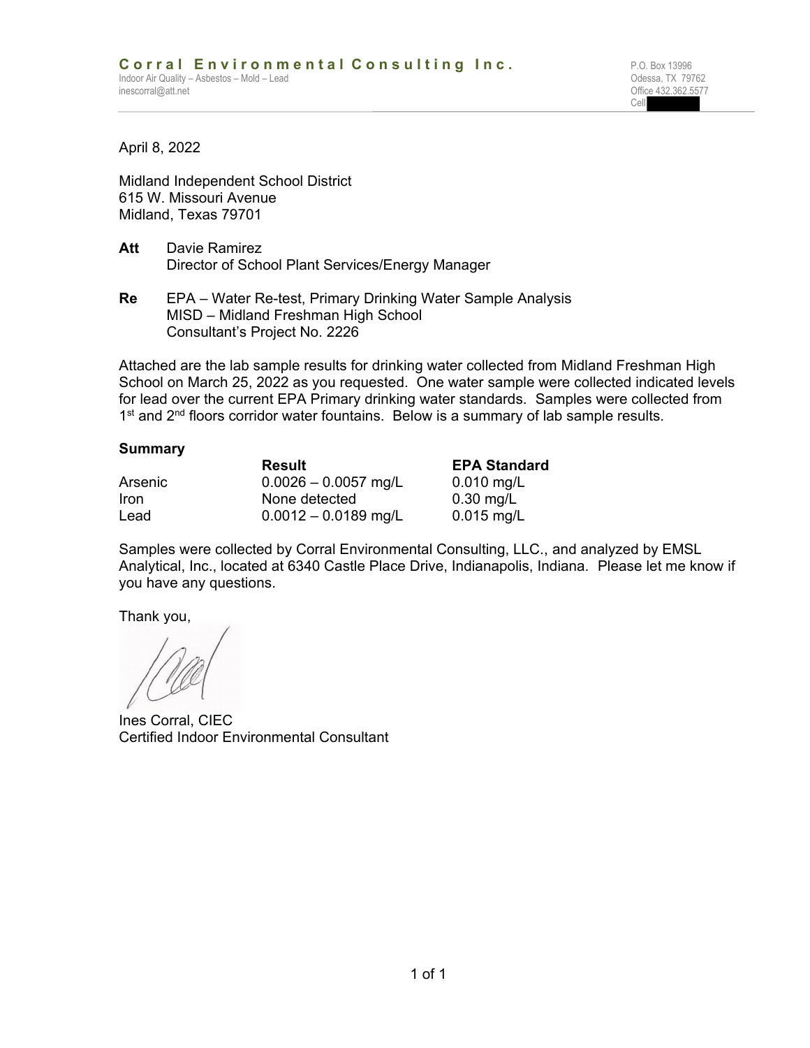**Corral Environmental Consulting Inc.**
Indoor Air Quality – Asbestos – Mold – Lead
inescorral@att.net

P.O. Box 13996
Odessa, TX 79762
Office 432.362.5577
Cell

April 8, 2022

Midland Independent School District
615 W. Missouri Avenue
Midland, Texas 79701

**Att** Davie Ramirez
Director of School Plant Services/Energy Manager

**Re** EPA – Water Re-test, Primary Drinking Water Sample Analysis
MISD – Midland Freshman High School
Consultant's Project No. 2226

Attached are the lab sample results for drinking water collected from Midland Freshman High School on March 25, 2022 as you requested. One water sample were collected indicated levels for lead over the current EPA Primary drinking water standards. Samples were collected from 1st and 2nd floors corridor water fountains. Below is a summary of lab sample results.

**Summary**

| | **Result** | **EPA Standard** |
|---|---|---|
| Arsenic | 0.0026 – 0.0057 mg/L | 0.010 mg/L |
| Iron | None detected | 0.30 mg/L |
| Lead | 0.0012 – 0.0189 mg/L | 0.015 mg/L |

Samples were collected by Corral Environmental Consulting, LLC., and analyzed by EMSL Analytical, Inc., located at 6340 Castle Place Drive, Indianapolis, Indiana. Please let me know if you have any questions.

Thank you,

Ines Corral, CIEC
Certified Indoor Environmental Consultant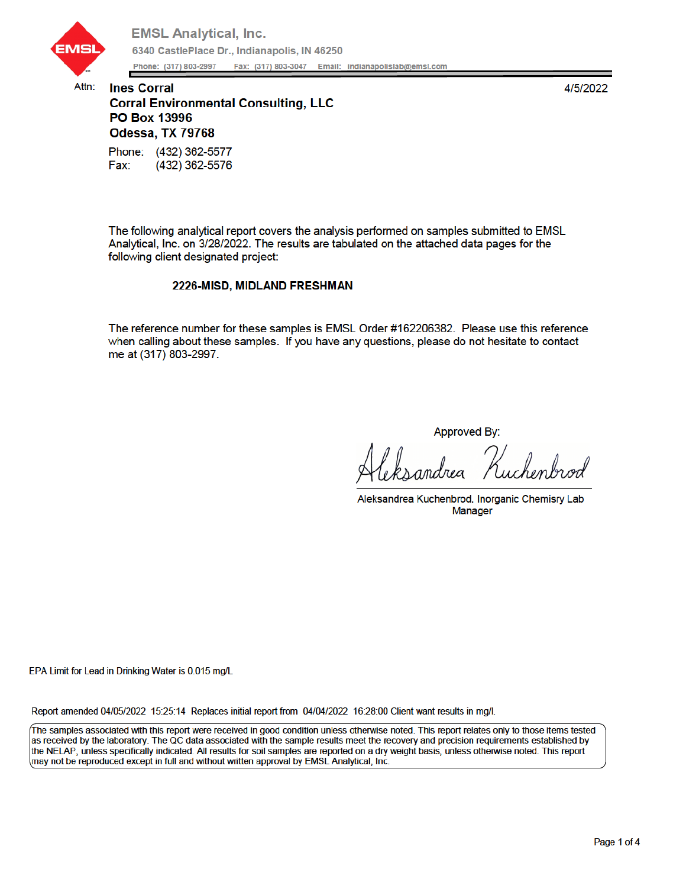**EMSL Analytical, Inc.**

6340 CastlePlace Dr., Indianapolis, IN 46250

Phone: (317) 803-2997 Fax: (317) 803-3047 Email: indianapolislab@emsl.com

Attn: **Ines Corral**
**Corral Environmental Consulting, LLC**
**PO Box 13996**
**Odessa, TX 79768**

4/5/2022

Phone: (432) 362-5577
Fax: (432) 362-5576

The following analytical report covers the analysis performed on samples submitted to EMSL Analytical, Inc. on 3/28/2022. The results are tabulated on the attached data pages for the following client designated project:

**2226-MISD, MIDLAND FRESHMAN**

The reference number for these samples is EMSL Order #162206382. Please use this reference when calling about these samples. If you have any questions, please do not hesitate to contact me at (317) 803-2997.

Approved By:

Aleksandrea Kuchenbrod

Aleksandrea Kuchenbrod, Inorganic Chemisry Lab Manager

EPA Limit for Lead in Drinking Water is 0.015 mg/L

Report amended 04/05/2022 15:25:14 Replaces initial report from 04/04/2022 16:28:00 Client want results in mg/l.

The samples associated with this report were received in good condition unless otherwise noted. This report relates only to those items tested as received by the laboratory. The QC data associated with the sample results meet the recovery and precision requirements established by the NELAP, unless specifically indicated. All results for soil samples are reported on a dry weight basis, unless otherwise noted. This report may not be reproduced except in full and without written approval by EMSL Analytical, Inc.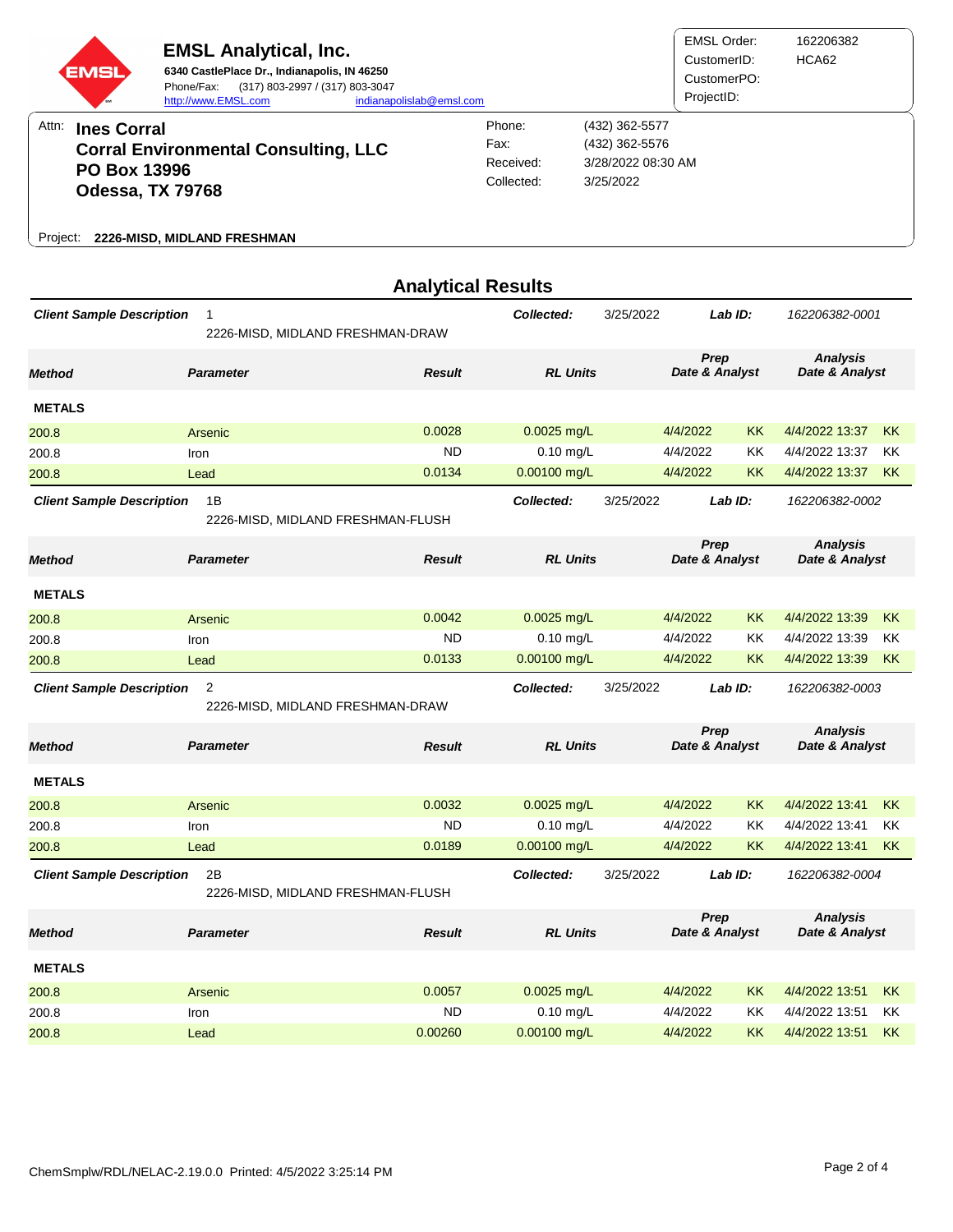**EMSL Analytical, Inc.**
**6340 CastlePlace Dr., Indianapolis, IN 46250**
Phone/Fax: (317) 803-2997 / (317) 803-3047
http://www.EMSL.com indianapolislab@emsl.com

EMSL Order: 162206382
CustomerID: HCA62
CustomerPO:
ProjectID:

Attn: **Ines Corral**
**Corral Environmental Consulting, LLC**
**PO Box 13996**
**Odessa, TX 79768**

Phone: (432) 362-5577
Fax: (432) 362-5576
Received: 3/28/2022 08:30 AM
Collected: 3/25/2022

Project: **2226-MISD, MIDLAND FRESHMAN**

## Analytical Results

**Client Sample Description** 1 — 2226-MISD, MIDLAND FRESHMAN-DRAW
**Collected:** 3/25/2022 **Lab ID:** 162206382-0001

| Method | Parameter | Result | RL Units | Prep Date | Prep Analyst | Analysis Date | Analysis Analyst |
|---|---|---|---|---|---|---|---|
| **METALS** | | | | | | | |
| 200.8 | Arsenic | 0.0028 | 0.0025 mg/L | 4/4/2022 | KK | 4/4/2022 13:37 | KK |
| 200.8 | Iron | ND | 0.10 mg/L | 4/4/2022 | KK | 4/4/2022 13:37 | KK |
| 200.8 | Lead | 0.0134 | 0.00100 mg/L | 4/4/2022 | KK | 4/4/2022 13:37 | KK |

**Client Sample Description** 1B — 2226-MISD, MIDLAND FRESHMAN-FLUSH
**Collected:** 3/25/2022 **Lab ID:** 162206382-0002

| Method | Parameter | Result | RL Units | Prep Date | Prep Analyst | Analysis Date | Analysis Analyst |
|---|---|---|---|---|---|---|---|
| **METALS** | | | | | | | |
| 200.8 | Arsenic | 0.0042 | 0.0025 mg/L | 4/4/2022 | KK | 4/4/2022 13:39 | KK |
| 200.8 | Iron | ND | 0.10 mg/L | 4/4/2022 | KK | 4/4/2022 13:39 | KK |
| 200.8 | Lead | 0.0133 | 0.00100 mg/L | 4/4/2022 | KK | 4/4/2022 13:39 | KK |

**Client Sample Description** 2 — 2226-MISD, MIDLAND FRESHMAN-DRAW
**Collected:** 3/25/2022 **Lab ID:** 162206382-0003

| Method | Parameter | Result | RL Units | Prep Date | Prep Analyst | Analysis Date | Analysis Analyst |
|---|---|---|---|---|---|---|---|
| **METALS** | | | | | | | |
| 200.8 | Arsenic | 0.0032 | 0.0025 mg/L | 4/4/2022 | KK | 4/4/2022 13:41 | KK |
| 200.8 | Iron | ND | 0.10 mg/L | 4/4/2022 | KK | 4/4/2022 13:41 | KK |
| 200.8 | Lead | 0.0189 | 0.00100 mg/L | 4/4/2022 | KK | 4/4/2022 13:41 | KK |

**Client Sample Description** 2B — 2226-MISD, MIDLAND FRESHMAN-FLUSH
**Collected:** 3/25/2022 **Lab ID:** 162206382-0004

| Method | Parameter | Result | RL Units | Prep Date | Prep Analyst | Analysis Date | Analysis Analyst |
|---|---|---|---|---|---|---|---|
| **METALS** | | | | | | | |
| 200.8 | Arsenic | 0.0057 | 0.0025 mg/L | 4/4/2022 | KK | 4/4/2022 13:51 | KK |
| 200.8 | Iron | ND | 0.10 mg/L | 4/4/2022 | KK | 4/4/2022 13:51 | KK |
| 200.8 | Lead | 0.00260 | 0.00100 mg/L | 4/4/2022 | KK | 4/4/2022 13:51 | KK |

ChemSmplw/RDL/NELAC-2.19.0.0 Printed: 4/5/2022 3:25:14 PM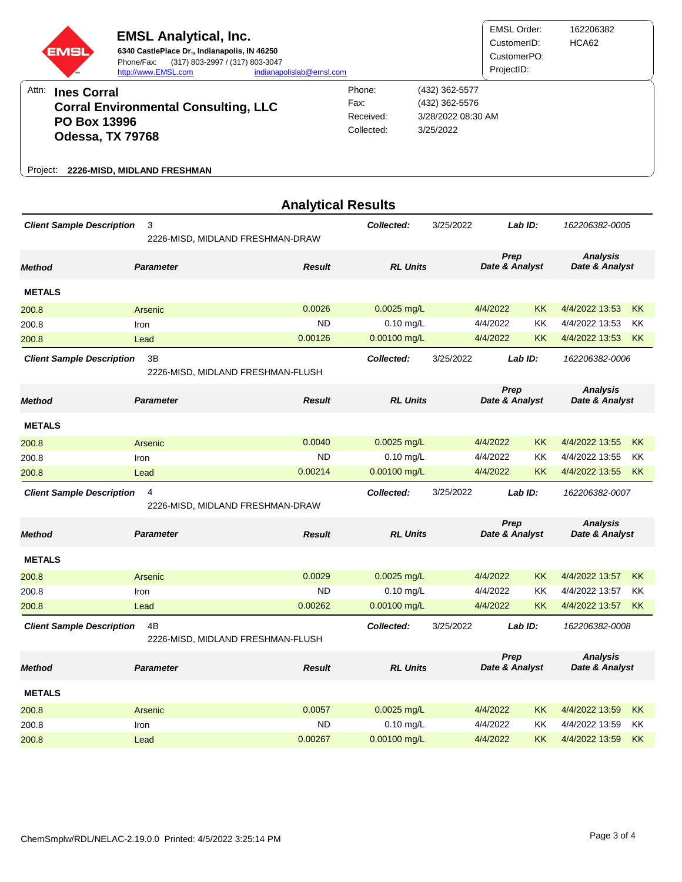**EMSL Analytical, Inc.**
**6340 CastlePlace Dr., Indianapolis, IN 46250**
Phone/Fax: (317) 803-2997 / (317) 803-3047
http://www.EMSL.com indianapolislab@emsl.com

EMSL Order: 162206382
CustomerID: HCA62
CustomerPO:
ProjectID:

Attn: **Ines Corral**
**Corral Environmental Consulting, LLC**
**PO Box 13996**
**Odessa, TX 79768**

Phone: (432) 362-5577
Fax: (432) 362-5576
Received: 3/28/2022 08:30 AM
Collected: 3/25/2022

Project: **2226-MISD, MIDLAND FRESHMAN**

## Analytical Results

**Client Sample Description** 3 — 2226-MISD, MIDLAND FRESHMAN-DRAW
**Collected:** 3/25/2022 **Lab ID:** 162206382-0005

| Method | Parameter | Result | RL Units | Prep Date & Analyst | | Analysis Date & Analyst | |
|---|---|---|---|---|---|---|---|
| **METALS** | | | | | | | |
| 200.8 | Arsenic | 0.0026 | 0.0025 mg/L | 4/4/2022 | KK | 4/4/2022 13:53 | KK |
| 200.8 | Iron | ND | 0.10 mg/L | 4/4/2022 | KK | 4/4/2022 13:53 | KK |
| 200.8 | Lead | 0.00126 | 0.00100 mg/L | 4/4/2022 | KK | 4/4/2022 13:53 | KK |

**Client Sample Description** 3B — 2226-MISD, MIDLAND FRESHMAN-FLUSH
**Collected:** 3/25/2022 **Lab ID:** 162206382-0006

| Method | Parameter | Result | RL Units | Prep Date & Analyst | | Analysis Date & Analyst | |
|---|---|---|---|---|---|---|---|
| **METALS** | | | | | | | |
| 200.8 | Arsenic | 0.0040 | 0.0025 mg/L | 4/4/2022 | KK | 4/4/2022 13:55 | KK |
| 200.8 | Iron | ND | 0.10 mg/L | 4/4/2022 | KK | 4/4/2022 13:55 | KK |
| 200.8 | Lead | 0.00214 | 0.00100 mg/L | 4/4/2022 | KK | 4/4/2022 13:55 | KK |

**Client Sample Description** 4 — 2226-MISD, MIDLAND FRESHMAN-DRAW
**Collected:** 3/25/2022 **Lab ID:** 162206382-0007

| Method | Parameter | Result | RL Units | Prep Date & Analyst | | Analysis Date & Analyst | |
|---|---|---|---|---|---|---|---|
| **METALS** | | | | | | | |
| 200.8 | Arsenic | 0.0029 | 0.0025 mg/L | 4/4/2022 | KK | 4/4/2022 13:57 | KK |
| 200.8 | Iron | ND | 0.10 mg/L | 4/4/2022 | KK | 4/4/2022 13:57 | KK |
| 200.8 | Lead | 0.00262 | 0.00100 mg/L | 4/4/2022 | KK | 4/4/2022 13:57 | KK |

**Client Sample Description** 4B — 2226-MISD, MIDLAND FRESHMAN-FLUSH
**Collected:** 3/25/2022 **Lab ID:** 162206382-0008

| Method | Parameter | Result | RL Units | Prep Date & Analyst | | Analysis Date & Analyst | |
|---|---|---|---|---|---|---|---|
| **METALS** | | | | | | | |
| 200.8 | Arsenic | 0.0057 | 0.0025 mg/L | 4/4/2022 | KK | 4/4/2022 13:59 | KK |
| 200.8 | Iron | ND | 0.10 mg/L | 4/4/2022 | KK | 4/4/2022 13:59 | KK |
| 200.8 | Lead | 0.00267 | 0.00100 mg/L | 4/4/2022 | KK | 4/4/2022 13:59 | KK |

ChemSmplw/RDL/NELAC-2.19.0.0 Printed: 4/5/2022 3:25:14 PM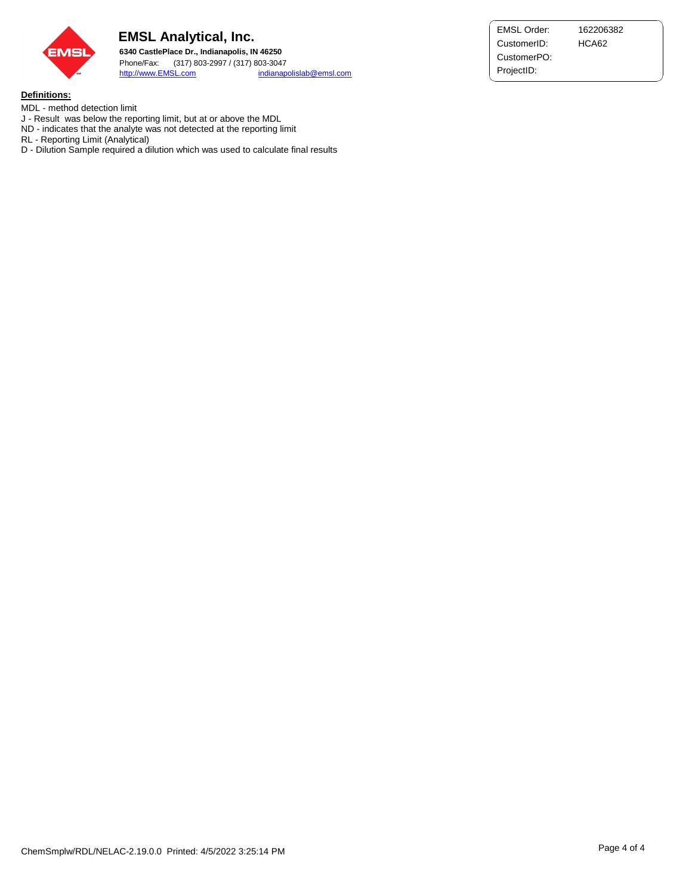**EMSL Analytical, Inc.**

**6340 CastlePlace Dr., Indianapolis, IN 46250**
Phone/Fax: (317) 803-2997 / (317) 803-3047
http://www.EMSL.com indianapolislab@emsl.com

| | |
|---|---|
| EMSL Order: | 162206382 |
| CustomerID: | HCA62 |
| CustomerPO: | |
| ProjectID: | |

**Definitions:**

MDL - method detection limit
J - Result was below the reporting limit, but at or above the MDL
ND - indicates that the analyte was not detected at the reporting limit
RL - Reporting Limit (Analytical)
D - Dilution Sample required a dilution which was used to calculate final results

ChemSmplw/RDL/NELAC-2.19.0.0 Printed: 4/5/2022 3:25:14 PM